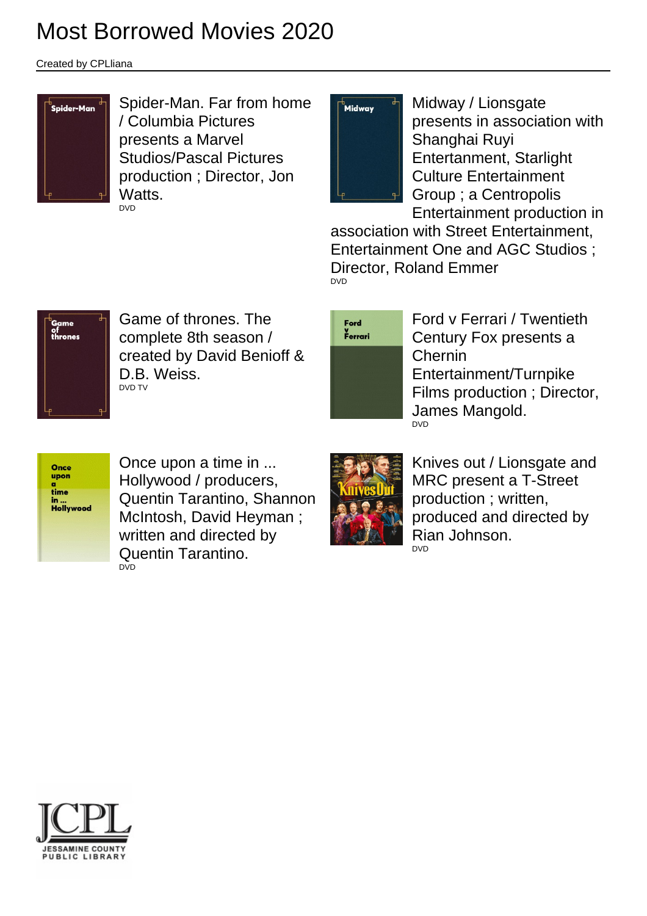# Most Borrowed Movies 2020

Created by CPLliana

Spider-Man. Far from home / Columbia Pictures presents a Marvel Studios/Pascal Pictures production ; Director, Jon Watts.
DVD

Midway / Lionsgate presents in association with Shanghai Ruyi Entertanment, Starlight Culture Entertainment Group ; a Centropolis Entertainment production in association with Street Entertainment, Entertainment One and AGC Studios ; Director, Roland Emmer
DVD

Game of thrones. The complete 8th season / created by David Benioff & D.B. Weiss.
DVD TV

Ford v Ferrari / Twentieth Century Fox presents a Chernin Entertainment/Turnpike Films production ; Director, James Mangold.
DVD

Once upon a time in ... Hollywood / producers, Quentin Tarantino, Shannon McIntosh, David Heyman ; written and directed by Quentin Tarantino.
DVD

Knives out / Lionsgate and MRC present a T-Street production ; written, produced and directed by Rian Johnson.
DVD

JCPL
JESSAMINE COUNTY PUBLIC LIBRARY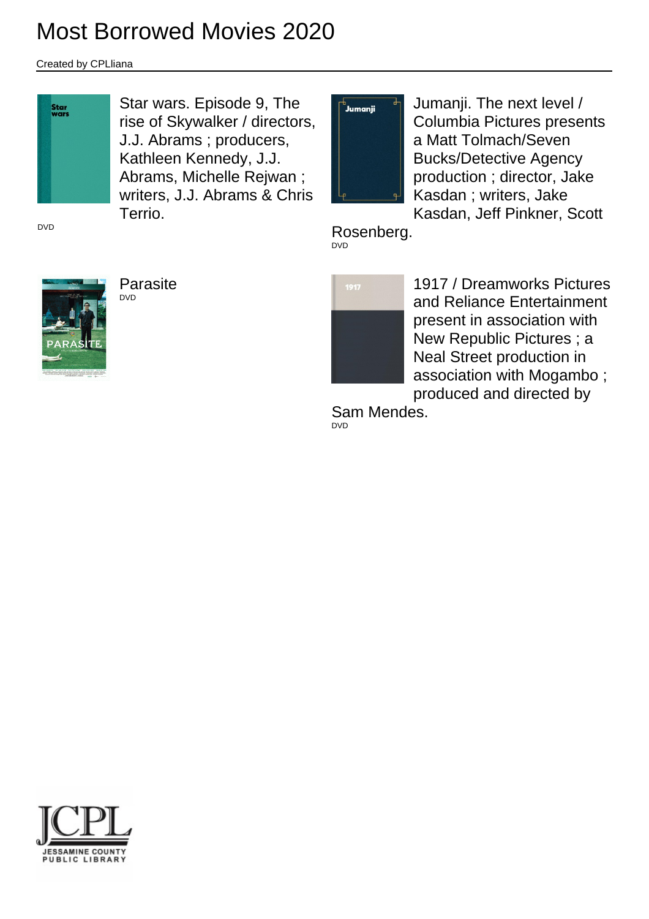# Most Borrowed Movies 2020

Created by CPLliana

Star wars. Episode 9, The rise of Skywalker / directors, J.J. Abrams ; producers, Kathleen Kennedy, J.J. Abrams, Michelle Rejwan ; writers, J.J. Abrams & Chris Terrio.

DVD

Jumanji. The next level / Columbia Pictures presents a Matt Tolmach/Seven Bucks/Detective Agency production ; director, Jake Kasdan ; writers, Jake Kasdan, Jeff Pinkner, Scott Rosenberg.

DVD

Parasite

DVD

1917 / Dreamworks Pictures and Reliance Entertainment present in association with New Republic Pictures ; a Neal Street production in association with Mogambo ; produced and directed by Sam Mendes.

DVD